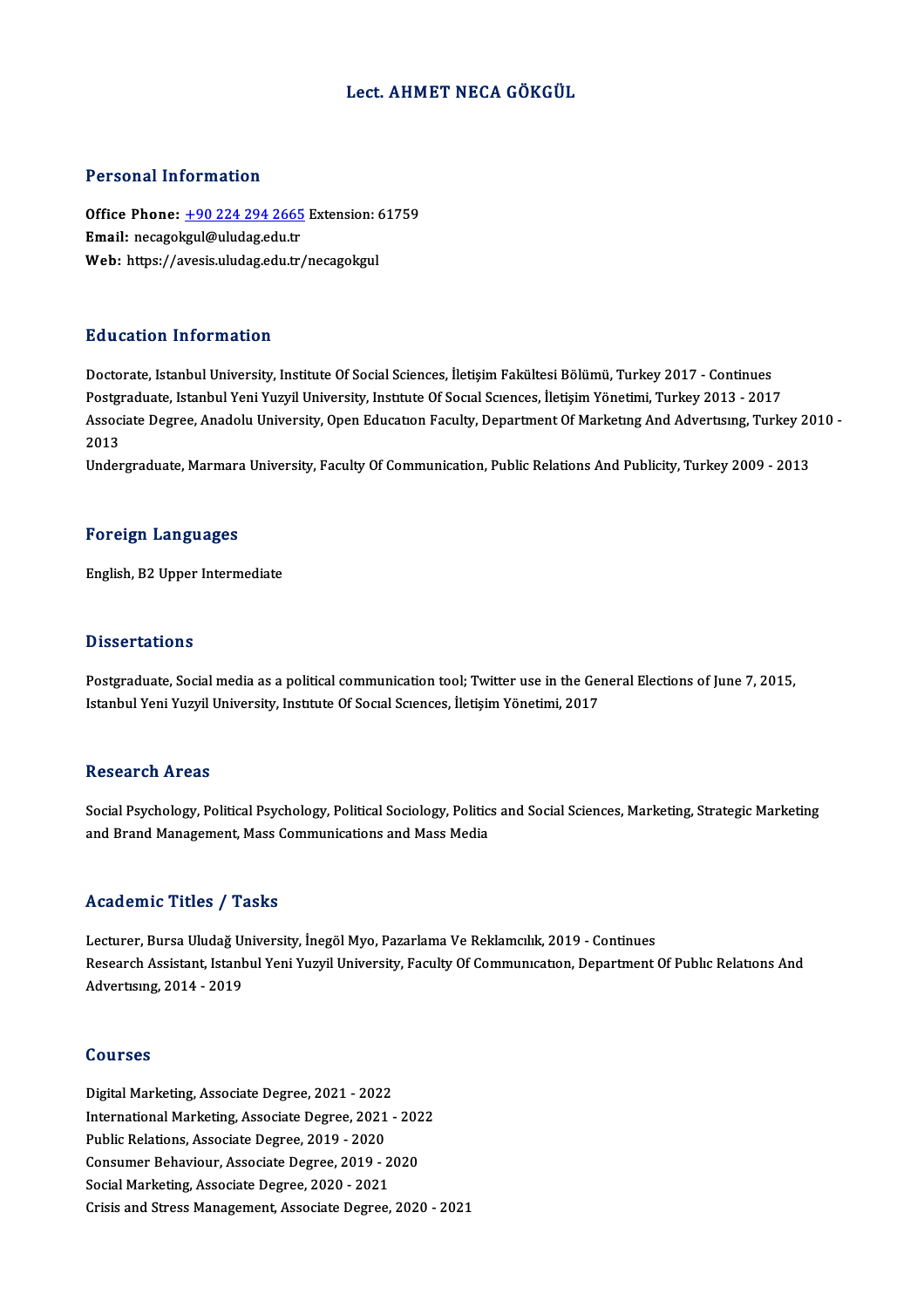# Lect. AHMET NECA GÖKGÜL

## Personal Information

**Office Phone:** +90 224 294 2665 Extension: 61759
**Email:** necagokgul@uludag.edu.tr
**Web:** https://avesis.uludag.edu.tr/necagokgul

## Education Information

Doctorate, Istanbul University, Institute Of Social Sciences, İletişim Fakültesi Bölümü, Turkey 2017 - Continues
Postgraduate, Istanbul Yeni Yuzyil University, Instıtute Of Socıal Scıences, İletişim Yönetimi, Turkey 2013 - 2017
Associate Degree, Anadolu University, Open Educatıon Faculty, Department Of Marketıng And Advertısıng, Turkey 2010 - 2013
Undergraduate, Marmara University, Faculty Of Communication, Public Relations And Publicity, Turkey 2009 - 2013

## Foreign Languages

English, B2 Upper Intermediate

## Dissertations

Postgraduate, Social media as a political communication tool; Twitter use in the General Elections of June 7, 2015, Istanbul Yeni Yuzyil University, Instıtute Of Socıal Scıences, İletişim Yönetimi, 2017

## Research Areas

Social Psychology, Political Psychology, Political Sociology, Politics and Social Sciences, Marketing, Strategic Marketing and Brand Management, Mass Communications and Mass Media

## Academic Titles / Tasks

Lecturer, Bursa Uludağ University, İnegöl Myo, Pazarlama Ve Reklamcılık, 2019 - Continues
Research Assistant, Istanbul Yeni Yuzyil University, Faculty Of Communıcatıon, Department Of Publıc Relatıons And Advertısıng, 2014 - 2019

## Courses

Digital Marketing, Associate Degree, 2021 - 2022
International Marketing, Associate Degree, 2021 - 2022
Public Relations, Associate Degree, 2019 - 2020
Consumer Behaviour, Associate Degree, 2019 - 2020
Social Marketing, Associate Degree, 2020 - 2021
Crisis and Stress Management, Associate Degree, 2020 - 2021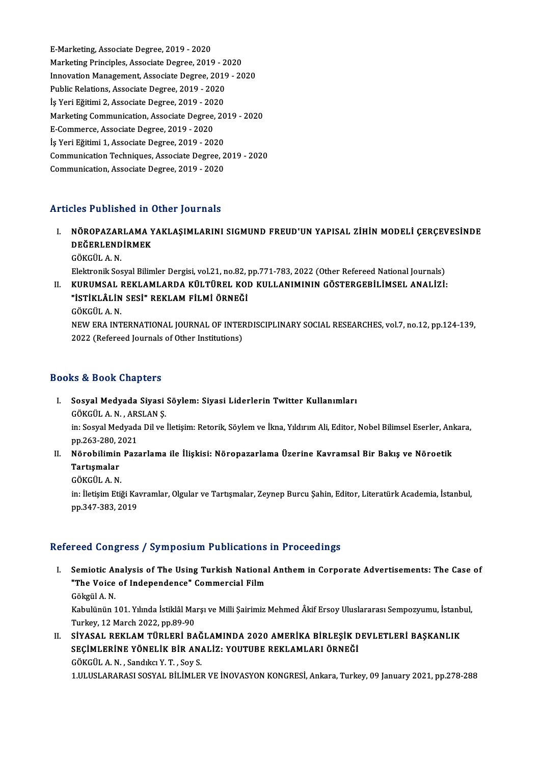E-Marketing, Associate Degree, 2019 - 2020
Marketing Principles, Associate Degree, 2019 - 2020
Innovation Management, Associate Degree, 2019 - 2020
Public Relations, Associate Degree, 2019 - 2020
İş Yeri Eğitimi 2, Associate Degree, 2019 - 2020
Marketing Communication, Associate Degree, 2019 - 2020
E-Commerce, Associate Degree, 2019 - 2020
İş Yeri Eğitimi 1, Associate Degree, 2019 - 2020
Communication Techniques, Associate Degree, 2019 - 2020
Communication, Associate Degree, 2019 - 2020

## Articles Published in Other Journals

I. **NÖROPAZARLAMA YAKLAŞIMLARINI SIGMUND FREUD'UN YAPISAL ZİHİN MODELİ ÇERÇEVESİNDE DEĞERLENDİRMEK**
GÖKGÜL A. N.
Elektronik Sosyal Bilimler Dergisi, vol.21, no.82, pp.771-783, 2022 (Other Refereed National Journals)

II. **KURUMSAL REKLAMLARDA KÜLTÜREL KOD KULLANIMININ GÖSTERGEBİLİMSEL ANALİZİ: "İSTİKLÂLİN SESİ" REKLAM FİLMİ ÖRNEĞİ**
GÖKGÜL A. N.
NEW ERA INTERNATIONAL JOURNAL OF INTERDISCIPLINARY SOCIAL RESEARCHES, vol.7, no.12, pp.124-139, 2022 (Refereed Journals of Other Institutions)

## Books & Book Chapters

I. **Sosyal Medyada Siyasi Söylem: Siyasi Liderlerin Twitter Kullanımları**
GÖKGÜL A. N. , ARSLAN Ş.
in: Sosyal Medyada Dil ve İletişim: Retorik, Söylem ve İkna, Yıldırım Ali, Editor, Nobel Bilimsel Eserler, Ankara, pp.263-280, 2021

II. **Nörobilimin Pazarlama ile İlişkisi: Nöropazarlama Üzerine Kavramsal Bir Bakış ve Nöroetik Tartışmalar**
GÖKGÜL A. N.
in: İletişim Etiği Kavramlar, Olgular ve Tartışmalar, Zeynep Burcu Şahin, Editor, Literatürk Academia, İstanbul, pp.347-383, 2019

## Refereed Congress / Symposium Publications in Proceedings

I. **Semiotic Analysis of The Using Turkish National Anthem in Corporate Advertisements: The Case of "The Voice of Independence" Commercial Film**
Gökgül A. N.
Kabulünün 101. Yılında İstiklâl Marşı ve Milli Şairimiz Mehmed Âkif Ersoy Uluslararası Sempozyumu, İstanbul, Turkey, 12 March 2022, pp.89-90

II. **SİYASAL REKLAM TÜRLERİ BAĞLAMINDA 2020 AMERİKA BİRLEŞİK DEVLETLERİ BAŞKANLIK SEÇİMLERİNE YÖNELİK BİR ANALİZ: YOUTUBE REKLAMLARI ÖRNEĞİ**
GÖKGÜL A. N. , Sandıkcı Y. T. , Soy S.
1.ULUSLARARASI SOSYAL BİLİMLER VE İNOVASYON KONGRESİ, Ankara, Turkey, 09 January 2021, pp.278-288